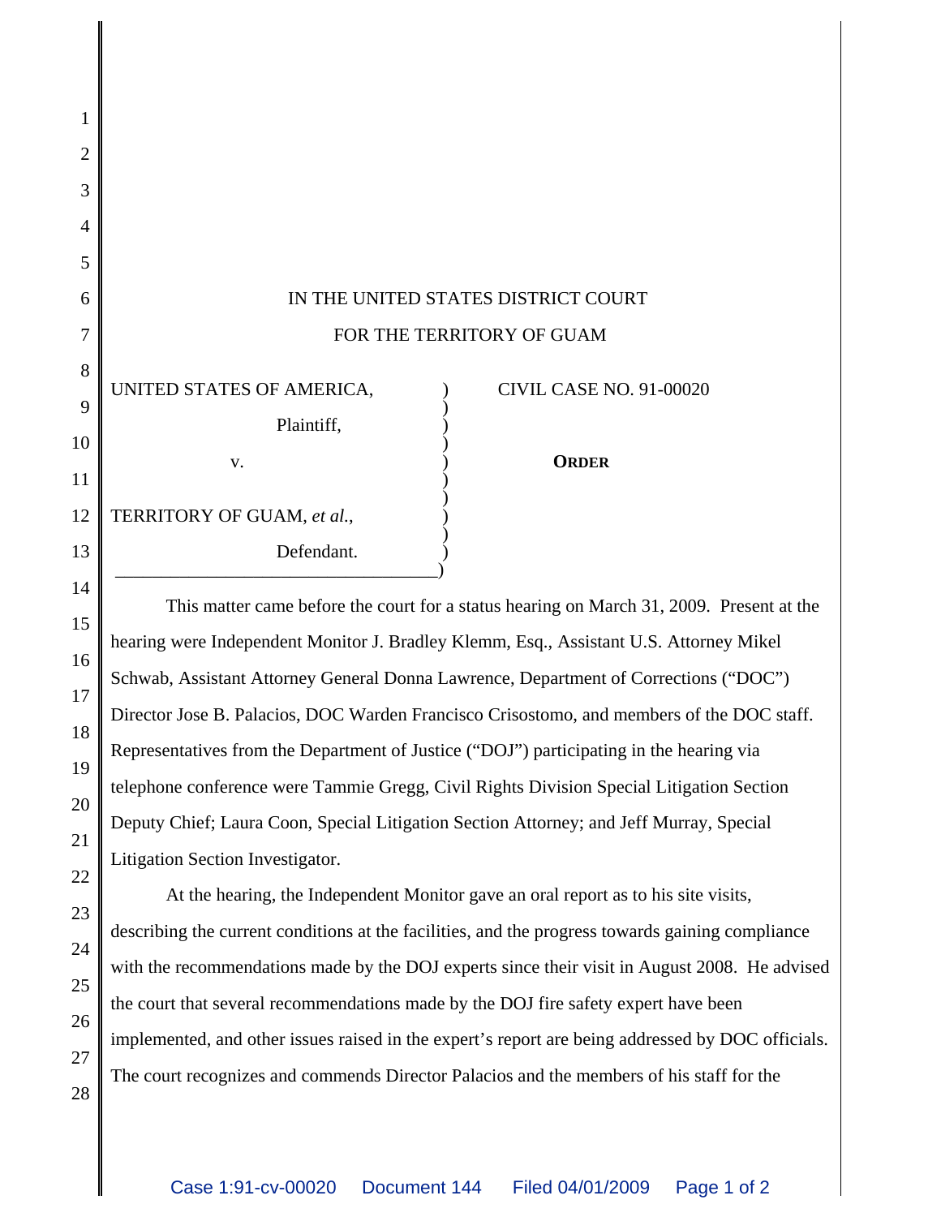IN THE UNITED STATES DISTRICT COURT

FOR THE TERRITORY OF GUAM

UNITED STATES OF AMERICA,

Plaintiff,

v.

TERRITORY OF GUAM, *et al.*,

Defendant.

CIVIL CASE NO. 91-00020

**ORDER**

This matter came before the court for a status hearing on March 31, 2009. Present at the hearing were Independent Monitor J. Bradley Klemm, Esq., Assistant U.S. Attorney Mikel Schwab, Assistant Attorney General Donna Lawrence, Department of Corrections ("DOC") Director Jose B. Palacios, DOC Warden Francisco Crisostomo, and members of the DOC staff. Representatives from the Department of Justice ("DOJ") participating in the hearing via telephone conference were Tammie Gregg, Civil Rights Division Special Litigation Section Deputy Chief; Laura Coon, Special Litigation Section Attorney; and Jeff Murray, Special Litigation Section Investigator.

At the hearing, the Independent Monitor gave an oral report as to his site visits, describing the current conditions at the facilities, and the progress towards gaining compliance with the recommendations made by the DOJ experts since their visit in August 2008. He advised the court that several recommendations made by the DOJ fire safety expert have been implemented, and other issues raised in the expert's report are being addressed by DOC officials. The court recognizes and commends Director Palacios and the members of his staff for the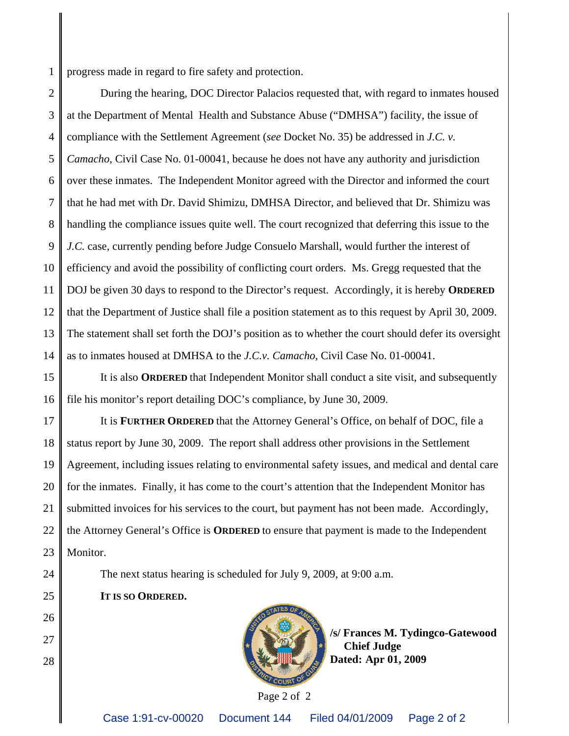progress made in regard to fire safety and protection.

During the hearing, DOC Director Palacios requested that, with regard to inmates housed at the Department of Mental Health and Substance Abuse ("DMHSA") facility, the issue of compliance with the Settlement Agreement (*see* Docket No. 35) be addressed in *J.C. v. Camacho*, Civil Case No. 01-00041, because he does not have any authority and jurisdiction over these inmates. The Independent Monitor agreed with the Director and informed the court that he had met with Dr. David Shimizu, DMHSA Director, and believed that Dr. Shimizu was handling the compliance issues quite well. The court recognized that deferring this issue to the *J.C.* case, currently pending before Judge Consuelo Marshall, would further the interest of efficiency and avoid the possibility of conflicting court orders. Ms. Gregg requested that the DOJ be given 30 days to respond to the Director's request. Accordingly, it is hereby **ORDERED** that the Department of Justice shall file a position statement as to this request by April 30, 2009. The statement shall set forth the DOJ's position as to whether the court should defer its oversight as to inmates housed at DMHSA to the *J.C.v. Camacho*, Civil Case No. 01-00041.

It is also **ORDERED** that Independent Monitor shall conduct a site visit, and subsequently file his monitor's report detailing DOC's compliance, by June 30, 2009.

It is **FURTHER ORDERED** that the Attorney General's Office, on behalf of DOC, file a status report by June 30, 2009. The report shall address other provisions in the Settlement Agreement, including issues relating to environmental safety issues, and medical and dental care for the inmates. Finally, it has come to the court's attention that the Independent Monitor has submitted invoices for his services to the court, but payment has not been made. Accordingly, the Attorney General's Office is **ORDERED** to ensure that payment is made to the Independent Monitor.

The next status hearing is scheduled for July 9, 2009, at 9:00 a.m.

**IT IS SO ORDERED.**

**/s/ Frances M. Tydingco-Gatewood**
**Chief Judge**
**Dated: Apr 01, 2009**